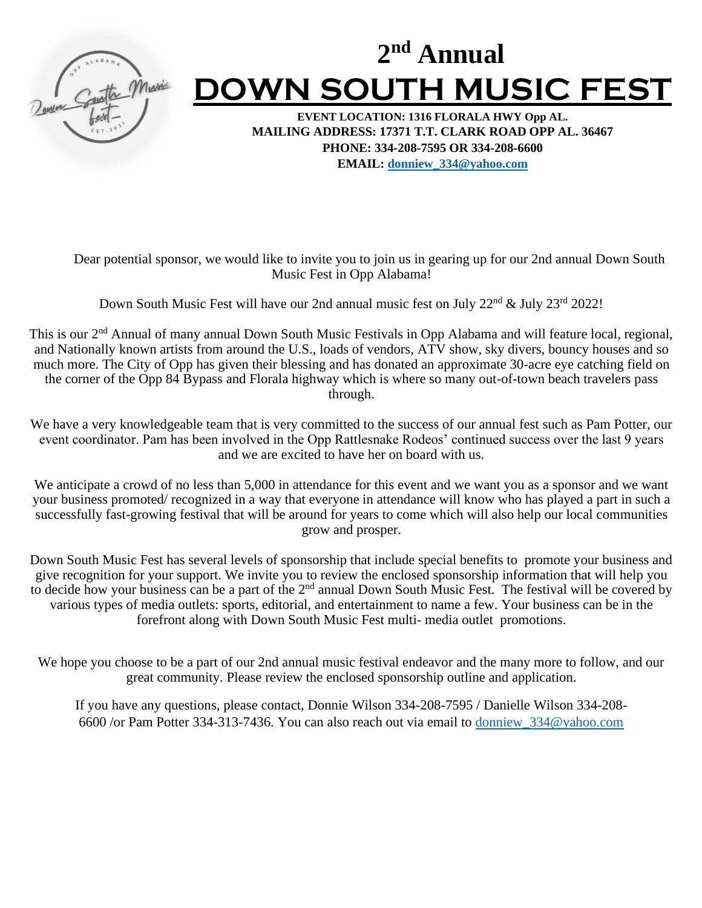# 2nd Annual

# DOWN SOUTH MUSIC FEST

**EVENT LOCATION: 1316 FLORALA HWY Opp AL.**
**MAILING ADDRESS: 17371 T.T. CLARK ROAD OPP AL. 36467**
**PHONE: 334-208-7595 OR 334-208-6600**
**EMAIL: donniew_334@yahoo.com**

Dear potential sponsor, we would like to invite you to join us in gearing up for our 2nd annual Down South Music Fest in Opp Alabama!

Down South Music Fest will have our 2nd annual music fest on July 22nd & July 23rd 2022!

This is our 2nd Annual of many annual Down South Music Festivals in Opp Alabama and will feature local, regional, and Nationally known artists from around the U.S., loads of vendors, ATV show, sky divers, bouncy houses and so much more. The City of Opp has given their blessing and has donated an approximate 30-acre eye catching field on the corner of the Opp 84 Bypass and Florala highway which is where so many out-of-town beach travelers pass through.

We have a very knowledgeable team that is very committed to the success of our annual fest such as Pam Potter, our event coordinator. Pam has been involved in the Opp Rattlesnake Rodeos' continued success over the last 9 years and we are excited to have her on board with us.

We anticipate a crowd of no less than 5,000 in attendance for this event and we want you as a sponsor and we want your business promoted/ recognized in a way that everyone in attendance will know who has played a part in such a successfully fast-growing festival that will be around for years to come which will also help our local communities grow and prosper.

Down South Music Fest has several levels of sponsorship that include special benefits to promote your business and give recognition for your support. We invite you to review the enclosed sponsorship information that will help you to decide how your business can be a part of the 2nd annual Down South Music Fest. The festival will be covered by various types of media outlets: sports, editorial, and entertainment to name a few. Your business can be in the forefront along with Down South Music Fest multi- media outlet promotions.

We hope you choose to be a part of our 2nd annual music festival endeavor and the many more to follow, and our great community. Please review the enclosed sponsorship outline and application.

If you have any questions, please contact, Donnie Wilson 334-208-7595 / Danielle Wilson 334-208-6600 /or Pam Potter 334-313-7436. You can also reach out via email to donniew_334@yahoo.com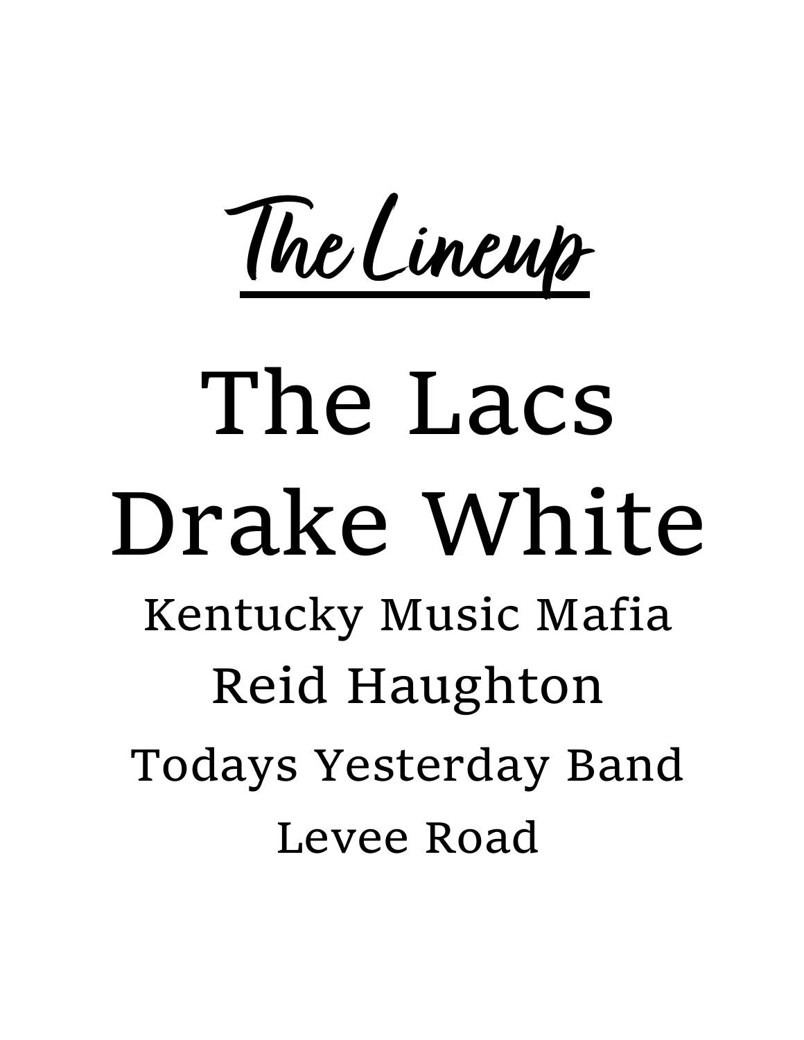# The Lineup

## The Lacs

## Drake White

### Kentucky Music Mafia

### Reid Haughton

### Todays Yesterday Band

### Levee Road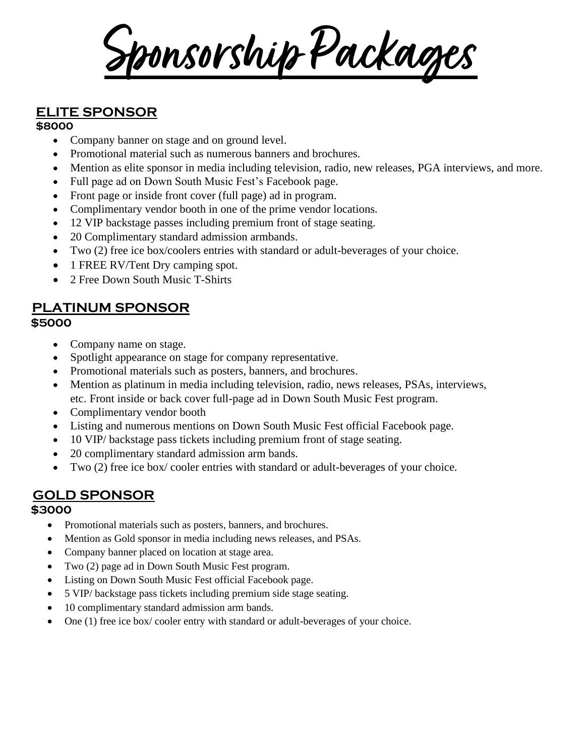# Sponsorship Packages

## ELITE SPONSOR

**$8000**

- Company banner on stage and on ground level.
- Promotional material such as numerous banners and brochures.
- Mention as elite sponsor in media including television, radio, new releases, PGA interviews, and more.
- Full page ad on Down South Music Fest's Facebook page.
- Front page or inside front cover (full page) ad in program.
- Complimentary vendor booth in one of the prime vendor locations.
- 12 VIP backstage passes including premium front of stage seating.
- 20 Complimentary standard admission armbands.
- Two (2) free ice box/coolers entries with standard or adult-beverages of your choice.
- 1 FREE RV/Tent Dry camping spot.
- 2 Free Down South Music T-Shirts

## PLATINUM SPONSOR

**$5000**

- Company name on stage.
- Spotlight appearance on stage for company representative.
- Promotional materials such as posters, banners, and brochures.
- Mention as platinum in media including television, radio, news releases, PSAs, interviews, etc. Front inside or back cover full-page ad in Down South Music Fest program.
- Complimentary vendor booth
- Listing and numerous mentions on Down South Music Fest official Facebook page.
- 10 VIP/ backstage pass tickets including premium front of stage seating.
- 20 complimentary standard admission arm bands.
- Two (2) free ice box/ cooler entries with standard or adult-beverages of your choice.

## GOLD SPONSOR

**$3000**

- Promotional materials such as posters, banners, and brochures.
- Mention as Gold sponsor in media including news releases, and PSAs.
- Company banner placed on location at stage area.
- Two (2) page ad in Down South Music Fest program.
- Listing on Down South Music Fest official Facebook page.
- 5 VIP/ backstage pass tickets including premium side stage seating.
- 10 complimentary standard admission arm bands.
- One (1) free ice box/ cooler entry with standard or adult-beverages of your choice.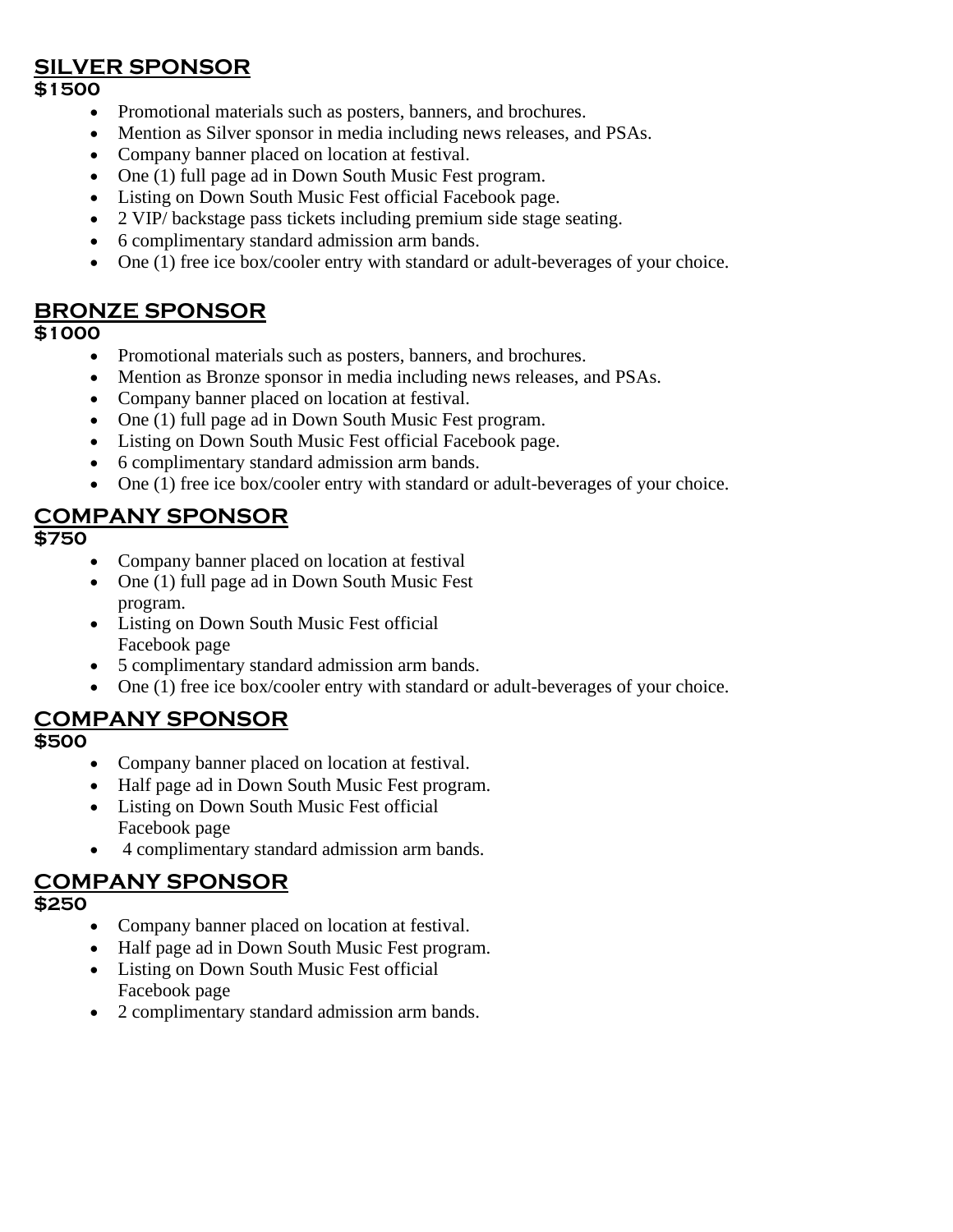## SILVER SPONSOR

**$1500**

- Promotional materials such as posters, banners, and brochures.
- Mention as Silver sponsor in media including news releases, and PSAs.
- Company banner placed on location at festival.
- One (1) full page ad in Down South Music Fest program.
- Listing on Down South Music Fest official Facebook page.
- 2 VIP/ backstage pass tickets including premium side stage seating.
- 6 complimentary standard admission arm bands.
- One (1) free ice box/cooler entry with standard or adult-beverages of your choice.

## BRONZE SPONSOR

**$1000**

- Promotional materials such as posters, banners, and brochures.
- Mention as Bronze sponsor in media including news releases, and PSAs.
- Company banner placed on location at festival.
- One (1) full page ad in Down South Music Fest program.
- Listing on Down South Music Fest official Facebook page.
- 6 complimentary standard admission arm bands.
- One (1) free ice box/cooler entry with standard or adult-beverages of your choice.

## COMPANY SPONSOR

**$750**

- Company banner placed on location at festival
- One (1) full page ad in Down South Music Fest program.
- Listing on Down South Music Fest official Facebook page
- 5 complimentary standard admission arm bands.
- One (1) free ice box/cooler entry with standard or adult-beverages of your choice.

## COMPANY SPONSOR

**$500**

- Company banner placed on location at festival.
- Half page ad in Down South Music Fest program.
- Listing on Down South Music Fest official Facebook page
- 4 complimentary standard admission arm bands.

## COMPANY SPONSOR

**$250**

- Company banner placed on location at festival.
- Half page ad in Down South Music Fest program.
- Listing on Down South Music Fest official Facebook page
- 2 complimentary standard admission arm bands.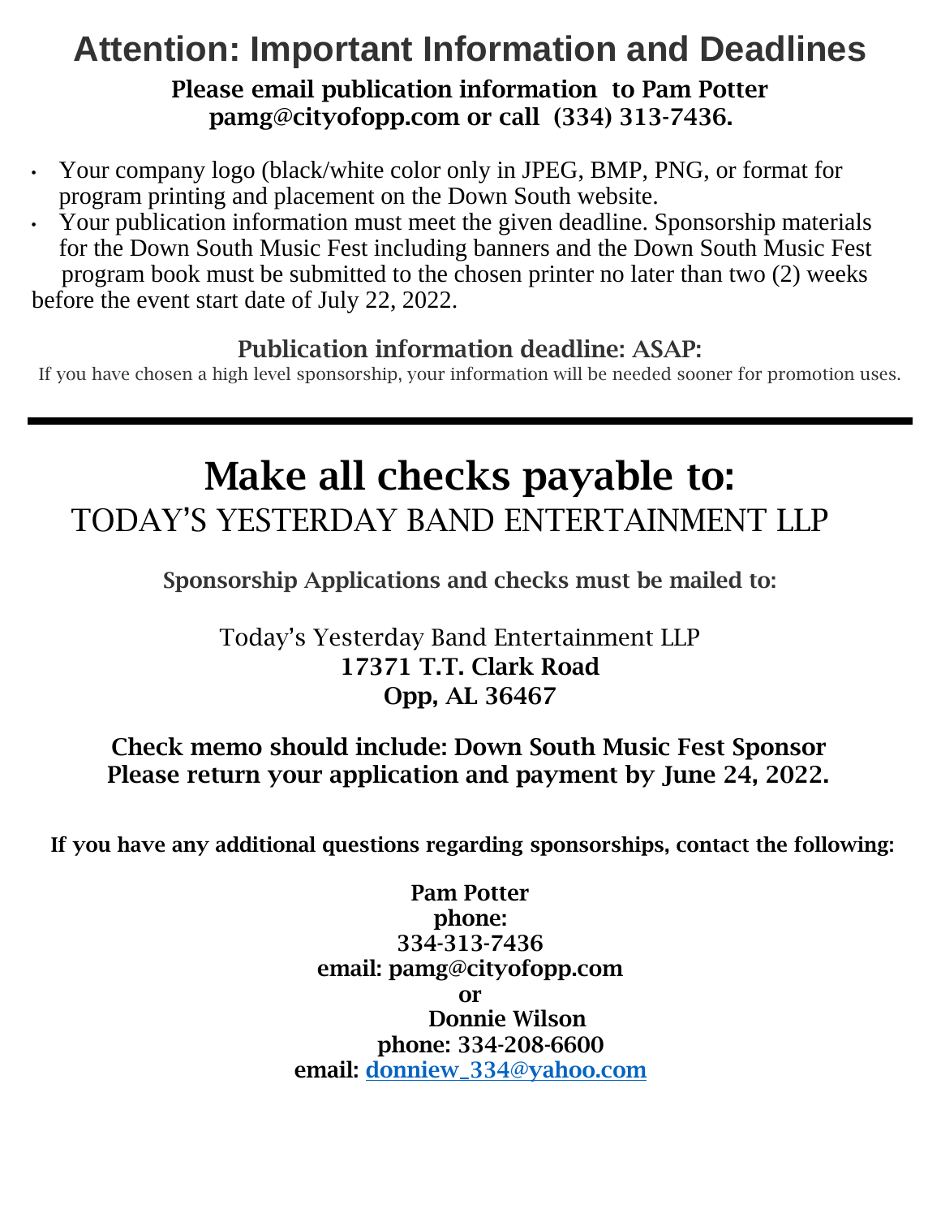# Attention: Important Information and Deadlines

**Please email publication information to Pam Potter pamg@cityofopp.com or call (334) 313-7436.**

- Your company logo (black/white color only in JPEG, BMP, PNG, or format for program printing and placement on the Down South website.
- Your publication information must meet the given deadline. Sponsorship materials for the Down South Music Fest including banners and the Down South Music Fest program book must be submitted to the chosen printer no later than two (2) weeks before the event start date of July 22, 2022.

**Publication information deadline: ASAP:**

If you have chosen a high level sponsorship, your information will be needed sooner for promotion uses.

---

# Make all checks payable to:

## TODAY'S YESTERDAY BAND ENTERTAINMENT LLP

**Sponsorship Applications and checks must be mailed to:**

Today's Yesterday Band Entertainment LLP
**17371 T.T. Clark Road**
**Opp, AL 36467**

**Check memo should include: Down South Music Fest Sponsor**
**Please return your application and payment by June 24, 2022.**

**If you have any additional questions regarding sponsorships, contact the following:**

**Pam Potter**
**phone:**
**334-313-7436**
**email: pamg@cityofopp.com**
**or**
**Donnie Wilson**
**phone: 334-208-6600**
**email: donniew_334@yahoo.com**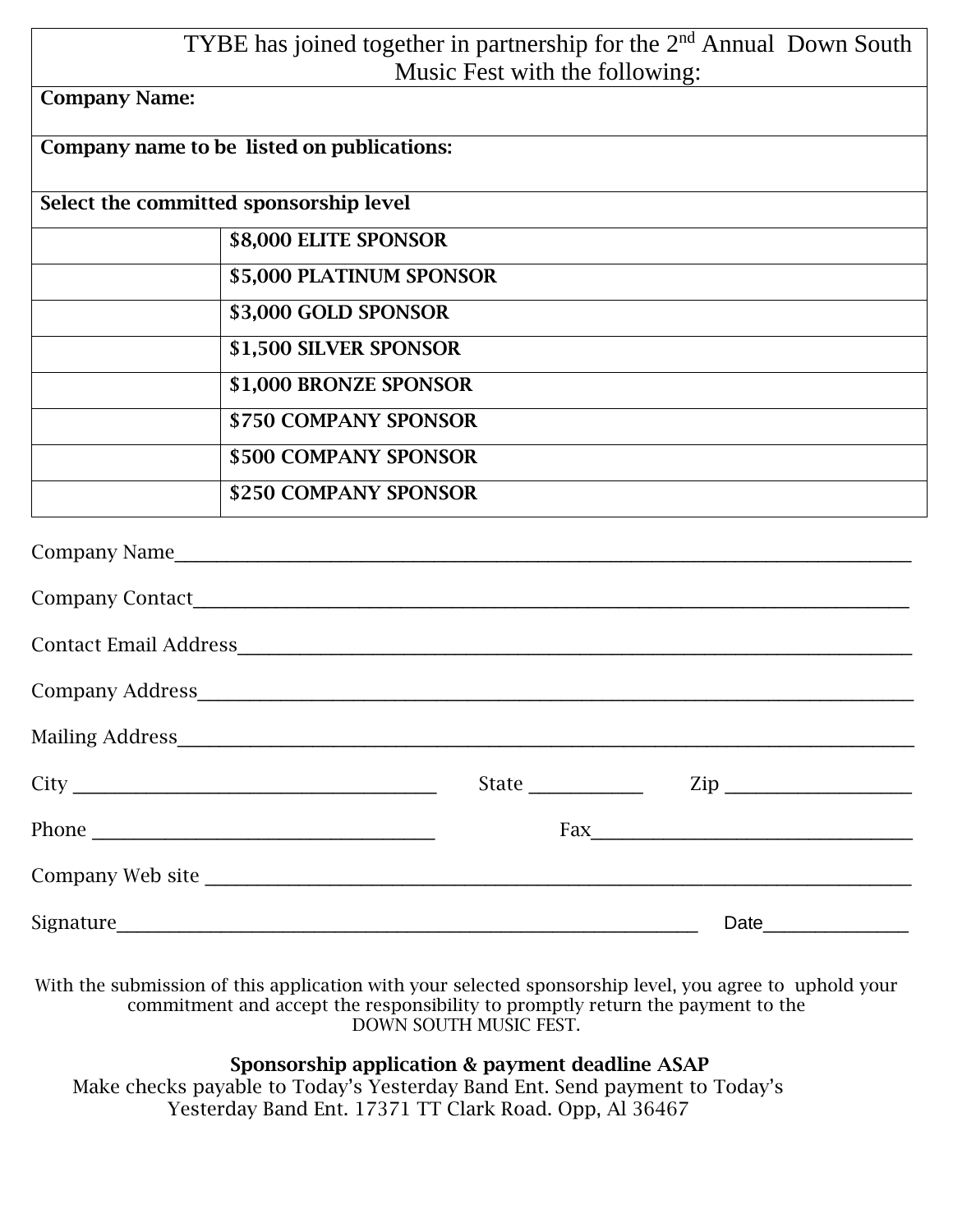| TYBE has joined together in partnership for the 2nd Annual Down South Music Fest with the following: | |
|---|---|
| **Company Name:** | |
| **Company name to be listed on publications:** | |
| **Select the committed sponsorship level** | |
| | **$8,000 ELITE SPONSOR** |
| | **$5,000 PLATINUM SPONSOR** |
| | **$3,000 GOLD SPONSOR** |
| | **$1,500 SILVER SPONSOR** |
| | **$1,000 BRONZE SPONSOR** |
| | **$750 COMPANY SPONSOR** |
| | **$500 COMPANY SPONSOR** |
| | **$250 COMPANY SPONSOR** |

Company Name_______________________________________________________________

Company Contact_____________________________________________________________

Contact Email Address________________________________________________________

Company Address____________________________________________________________

Mailing Address_____________________________________________________________

City ______________________________ State __________ Zip _______________

Phone ____________________________ Fax____________________________

Company Web site ___________________________________________________________

Signature_____________________________________________________ Date____________

With the submission of this application with your selected sponsorship level, you agree to uphold your commitment and accept the responsibility to promptly return the payment to the DOWN SOUTH MUSIC FEST.

**Sponsorship application & payment deadline ASAP**

Make checks payable to Today's Yesterday Band Ent. Send payment to Today's Yesterday Band Ent. 17371 TT Clark Road. Opp, Al 36467